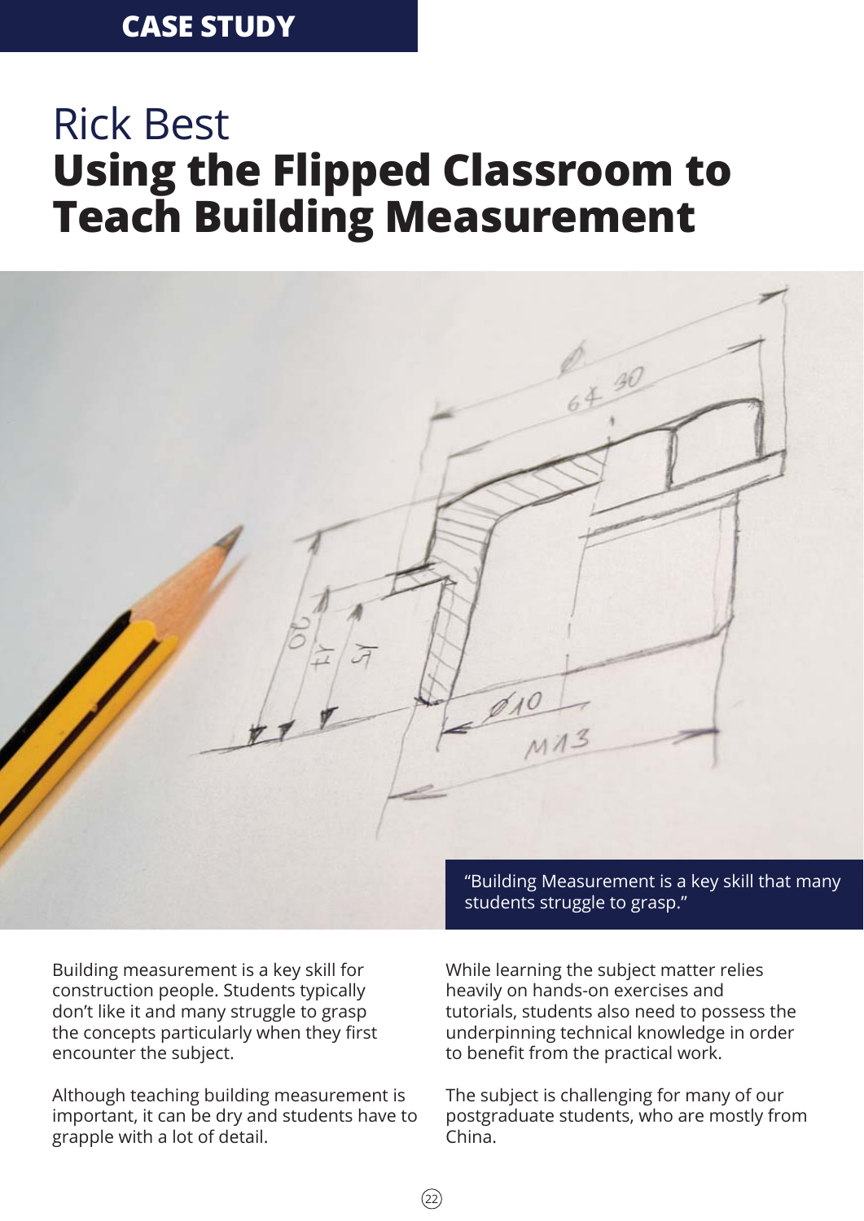**CASE STUDY**

# Rick Best
# **Using the Flipped Classroom to Teach Building Measurement**

> "Building Measurement is a key skill that many students struggle to grasp."

Building measurement is a key skill for construction people. Students typically don't like it and many struggle to grasp the concepts particularly when they first encounter the subject.

Although teaching building measurement is important, it can be dry and students have to grapple with a lot of detail.

While learning the subject matter relies heavily on hands-on exercises and tutorials, students also need to possess the underpinning technical knowledge in order to benefit from the practical work.

The subject is challenging for many of our postgraduate students, who are mostly from China.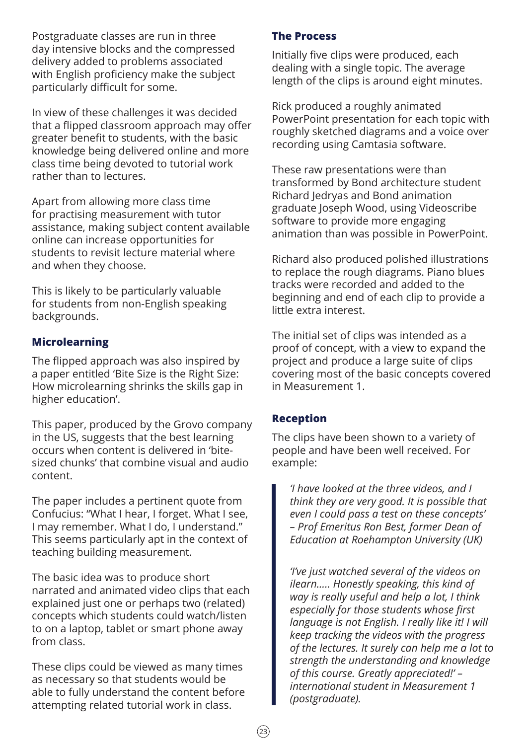Postgraduate classes are run in three day intensive blocks and the compressed delivery added to problems associated with English proficiency make the subject particularly difficult for some.

In view of these challenges it was decided that a flipped classroom approach may offer greater benefit to students, with the basic knowledge being delivered online and more class time being devoted to tutorial work rather than to lectures.

Apart from allowing more class time for practising measurement with tutor assistance, making subject content available online can increase opportunities for students to revisit lecture material where and when they choose.

This is likely to be particularly valuable for students from non-English speaking backgrounds.

## Microlearning

The flipped approach was also inspired by a paper entitled 'Bite Size is the Right Size: How microlearning shrinks the skills gap in higher education'.

This paper, produced by the Grovo company in the US, suggests that the best learning occurs when content is delivered in 'bite-sized chunks' that combine visual and audio content.

The paper includes a pertinent quote from Confucius: "What I hear, I forget. What I see, I may remember. What I do, I understand." This seems particularly apt in the context of teaching building measurement.

The basic idea was to produce short narrated and animated video clips that each explained just one or perhaps two (related) concepts which students could watch/listen to on a laptop, tablet or smart phone away from class.

These clips could be viewed as many times as necessary so that students would be able to fully understand the content before attempting related tutorial work in class.

## The Process

Initially five clips were produced, each dealing with a single topic. The average length of the clips is around eight minutes.

Rick produced a roughly animated PowerPoint presentation for each topic with roughly sketched diagrams and a voice over recording using Camtasia software.

These raw presentations were than transformed by Bond architecture student Richard Jedryas and Bond animation graduate Joseph Wood, using Videoscribe software to provide more engaging animation than was possible in PowerPoint.

Richard also produced polished illustrations to replace the rough diagrams. Piano blues tracks were recorded and added to the beginning and end of each clip to provide a little extra interest.

The initial set of clips was intended as a proof of concept, with a view to expand the project and produce a large suite of clips covering most of the basic concepts covered in Measurement 1.

## Reception

The clips have been shown to a variety of people and have been well received. For example:

> *'I have looked at the three videos, and I think they are very good. It is possible that even I could pass a test on these concepts' – Prof Emeritus Ron Best, former Dean of Education at Roehampton University (UK)*
>
> *'I've just watched several of the videos on ilearn..... Honestly speaking, this kind of way is really useful and help a lot, I think especially for those students whose first language is not English. I really like it! I will keep tracking the videos with the progress of the lectures. It surely can help me a lot to strength the understanding and knowledge of this course. Greatly appreciated!' – international student in Measurement 1 (postgraduate).*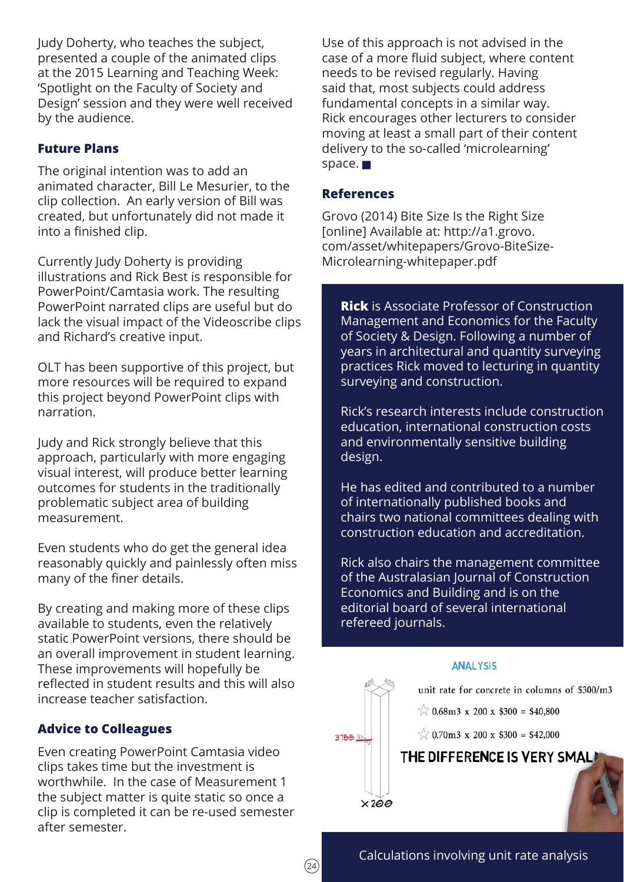Judy Doherty, who teaches the subject, presented a couple of the animated clips at the 2015 Learning and Teaching Week: 'Spotlight on the Faculty of Society and Design' session and they were well received by the audience.

## Future Plans

The original intention was to add an animated character, Bill Le Mesurier, to the clip collection. An early version of Bill was created, but unfortunately did not made it into a finished clip.

Currently Judy Doherty is providing illustrations and Rick Best is responsible for PowerPoint/Camtasia work. The resulting PowerPoint narrated clips are useful but do lack the visual impact of the Videoscribe clips and Richard's creative input.

OLT has been supportive of this project, but more resources will be required to expand this project beyond PowerPoint clips with narration.

Judy and Rick strongly believe that this approach, particularly with more engaging visual interest, will produce better learning outcomes for students in the traditionally problematic subject area of building measurement.

Even students who do get the general idea reasonably quickly and painlessly often miss many of the finer details.

By creating and making more of these clips available to students, even the relatively static PowerPoint versions, there should be an overall improvement in student learning. These improvements will hopefully be reflected in student results and this will also increase teacher satisfaction.

## Advice to Colleagues

Even creating PowerPoint Camtasia video clips takes time but the investment is worthwhile. In the case of Measurement 1 the subject matter is quite static so once a clip is completed it can be re-used semester after semester.

Use of this approach is not advised in the case of a more fluid subject, where content needs to be revised regularly. Having said that, most subjects could address fundamental concepts in a similar way. Rick encourages other lecturers to consider moving at least a small part of their content delivery to the so-called 'microlearning' space. ■

## References

Grovo (2014) Bite Size Is the Right Size [online] Available at: http://a1.grovo.com/asset/whitepapers/Grovo-BiteSize-Microlearning-whitepaper.pdf

**Rick** is Associate Professor of Construction Management and Economics for the Faculty of Society & Design. Following a number of years in architectural and quantity surveying practices Rick moved to lecturing in quantity surveying and construction.

Rick's research interests include construction education, international construction costs and environmentally sensitive building design.

He has edited and contributed to a number of internationally published books and chairs two national committees dealing with construction education and accreditation.

Rick also chairs the management committee of the Australasian Journal of Construction Economics and Building and is on the editorial board of several international refereed journals.

ANALYSIS

unit rate for concrete in columns of $300/m3

0.68m3 x 200 x $300 = $40,800

0.70m3 x 200 x $300 = $42,000

THE DIFFERENCE IS VERY SMALL

425 425 3755 x200

Calculations involving unit rate analysis